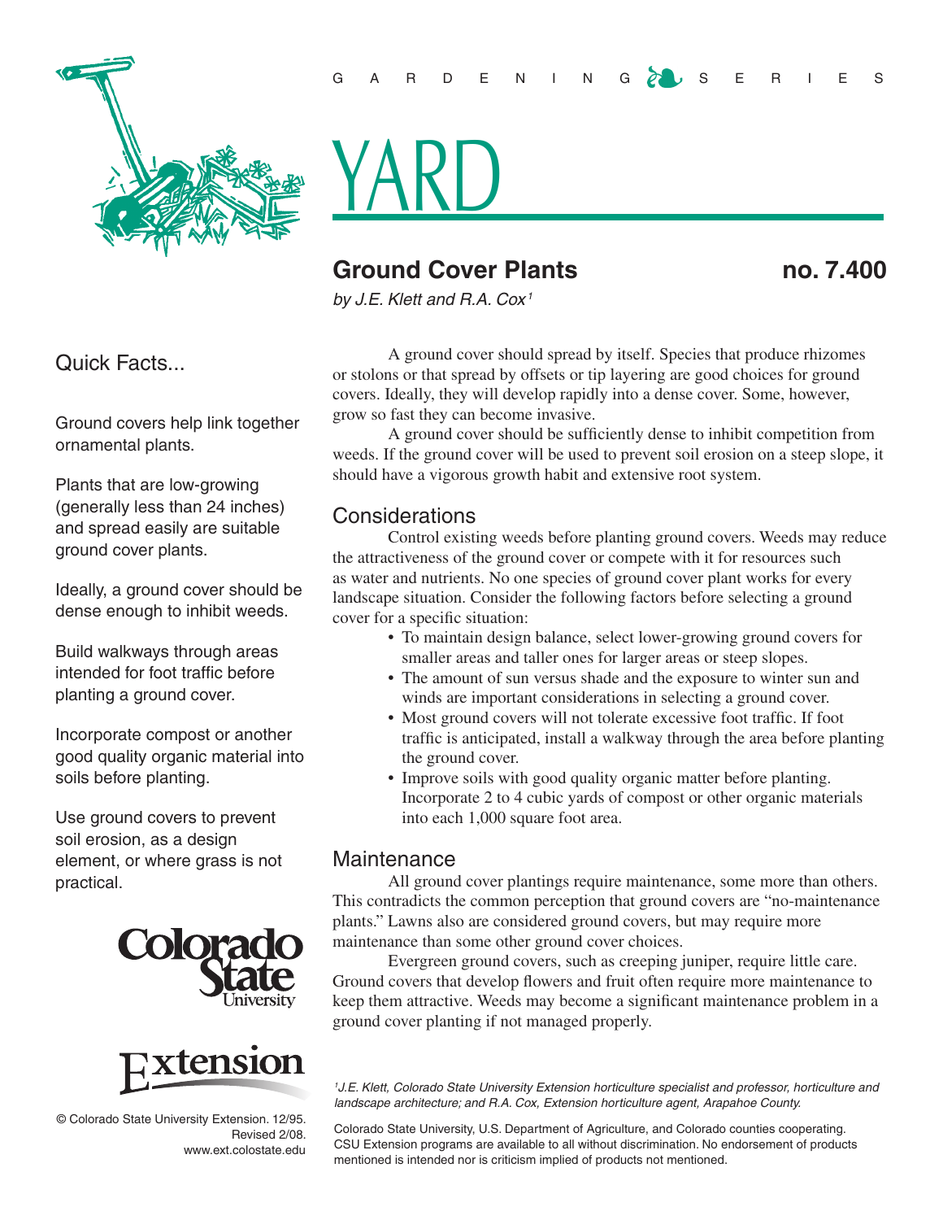GARDENING SERIES

# YARD

## Ground Cover Plants

**no. 7.400**

*by J.E. Klett and R.A. Cox*[1]

### Quick Facts...

Ground covers help link together ornamental plants.

Plants that are low-growing (generally less than 24 inches) and spread easily are suitable ground cover plants.

Ideally, a ground cover should be dense enough to inhibit weeds.

Build walkways through areas intended for foot traffic before planting a ground cover.

Incorporate compost or another good quality organic material into soils before planting.

Use ground covers to prevent soil erosion, as a design element, or where grass is not practical.

© Colorado State University Extension. 12/95. Revised 2/08. www.ext.colostate.edu

A ground cover should spread by itself. Species that produce rhizomes or stolons or that spread by offsets or tip layering are good choices for ground covers. Ideally, they will develop rapidly into a dense cover. Some, however, grow so fast they can become invasive.

A ground cover should be sufficiently dense to inhibit competition from weeds. If the ground cover will be used to prevent soil erosion on a steep slope, it should have a vigorous growth habit and extensive root system.

### Considerations

Control existing weeds before planting ground covers. Weeds may reduce the attractiveness of the ground cover or compete with it for resources such as water and nutrients. No one species of ground cover plant works for every landscape situation. Consider the following factors before selecting a ground cover for a specific situation:

- To maintain design balance, select lower-growing ground covers for smaller areas and taller ones for larger areas or steep slopes.
- The amount of sun versus shade and the exposure to winter sun and winds are important considerations in selecting a ground cover.
- Most ground covers will not tolerate excessive foot traffic. If foot traffic is anticipated, install a walkway through the area before planting the ground cover.
- Improve soils with good quality organic matter before planting. Incorporate 2 to 4 cubic yards of compost or other organic materials into each 1,000 square foot area.

### Maintenance

All ground cover plantings require maintenance, some more than others. This contradicts the common perception that ground covers are "no-maintenance plants." Lawns also are considered ground covers, but may require more maintenance than some other ground cover choices.

Evergreen ground covers, such as creeping juniper, require little care. Ground covers that develop flowers and fruit often require more maintenance to keep them attractive. Weeds may become a significant maintenance problem in a ground cover planting if not managed properly.

*[1]J.E. Klett, Colorado State University Extension horticulture specialist and professor, horticulture and landscape architecture; and R.A. Cox, Extension horticulture agent, Arapahoe County.*

Colorado State University, U.S. Department of Agriculture, and Colorado counties cooperating. CSU Extension programs are available to all without discrimination. No endorsement of products mentioned is intended nor is criticism implied of products not mentioned.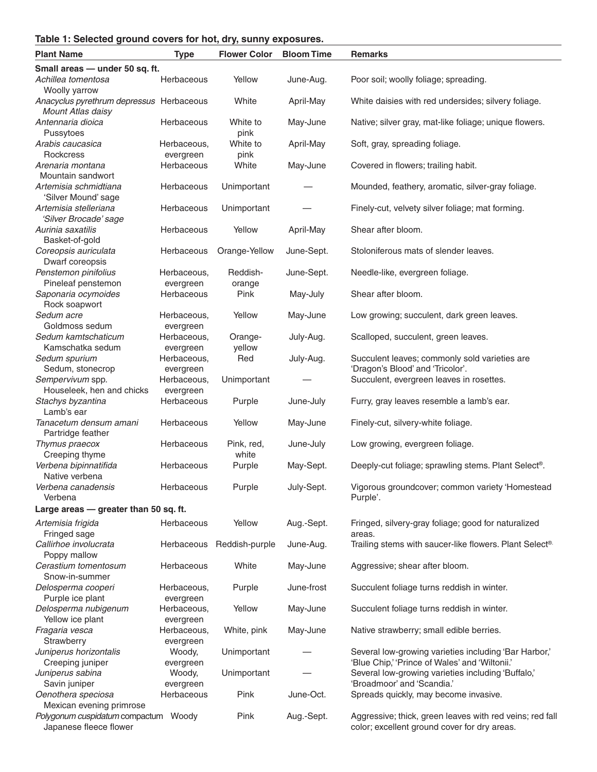**Table 1: Selected ground covers for hot, dry, sunny exposures.**

| Plant Name | Type | Flower Color | Bloom Time | Remarks |
|---|---|---|---|---|
| **Small areas — under 50 sq. ft.** | | | | |
| *Achillea tomentosa* Woolly yarrow | Herbaceous | Yellow | June-Aug. | Poor soil; woolly foliage; spreading. |
| *Anacyclus pyrethrum depressus* *Mount Atlas daisy* | Herbaceous | White | April-May | White daisies with red undersides; silvery foliage. |
| *Antennaria dioica* Pussytoes | Herbaceous | White to pink | May-June | Native; silver gray, mat-like foliage; unique flowers. |
| *Arabis caucasica* Rockcress | Herbaceous, evergreen | White to pink | April-May | Soft, gray, spreading foliage. |
| *Arenaria montana* Mountain sandwort | Herbaceous | White | May-June | Covered in flowers; trailing habit. |
| *Artemisia schmidtiana* 'Silver Mound' sage | Herbaceous | Unimportant | — | Mounded, feathery, aromatic, silver-gray foliage. |
| *Artemisia stelleriana* *'Silver Brocade' sage* | Herbaceous | Unimportant | — | Finely-cut, velvety silver foliage; mat forming. |
| *Aurinia saxatilis* Basket-of-gold | Herbaceous | Yellow | April-May | Shear after bloom. |
| *Coreopsis auriculata* Dwarf coreopsis | Herbaceous | Orange-Yellow | June-Sept. | Stoloniferous mats of slender leaves. |
| *Penstemon pinifolius* Pineleaf penstemon | Herbaceous, evergreen | Reddish-orange | June-Sept. | Needle-like, evergreen foliage. |
| *Saponaria ocymoides* Rock soapwort | Herbaceous | Pink | May-July | Shear after bloom. |
| *Sedum acre* Goldmoss sedum | Herbaceous, evergreen | Yellow | May-June | Low growing; succulent, dark green leaves. |
| *Sedum kamtschaticum* Kamschatka sedum | Herbaceous, evergreen | Orange-yellow | July-Aug. | Scalloped, succulent, green leaves. |
| *Sedum spurium* Sedum, stonecrop | Herbaceous, evergreen | Red | July-Aug. | Succulent leaves; commonly sold varieties are 'Dragon's Blood' and 'Tricolor'. |
| *Sempervivum* spp. Houseleek, hen and chicks | Herbaceous, evergreen | Unimportant | — | Succulent, evergreen leaves in rosettes. |
| *Stachys byzantina* Lamb's ear | Herbaceous | Purple | June-July | Furry, gray leaves resemble a lamb's ear. |
| *Tanacetum densum amani* Partridge feather | Herbaceous | Yellow | May-June | Finely-cut, silvery-white foliage. |
| *Thymus praecox* Creeping thyme | Herbaceous | Pink, red, white | June-July | Low growing, evergreen foliage. |
| *Verbena bipinnatifida* Native verbena | Herbaceous | Purple | May-Sept. | Deeply-cut foliage; sprawling stems. Plant Select®. |
| *Verbena canadensis* Verbena | Herbaceous | Purple | July-Sept. | Vigorous groundcover; common variety 'Homestead Purple'. |
| **Large areas — greater than 50 sq. ft.** | | | | |
| *Artemisia frigida* Fringed sage | Herbaceous | Yellow | Aug.-Sept. | Fringed, silvery-gray foliage; good for naturalized areas. |
| *Callirhoe involucrata* Poppy mallow | Herbaceous | Reddish-purple | June-Aug. | Trailing stems with saucer-like flowers. Plant Select®. |
| *Cerastium tomentosum* Snow-in-summer | Herbaceous | White | May-June | Aggressive; shear after bloom. |
| *Delosperma cooperi* Purple ice plant | Herbaceous, evergreen | Purple | June-frost | Succulent foliage turns reddish in winter. |
| *Delosperma nubigenum* Yellow ice plant | Herbaceous, evergreen | Yellow | May-June | Succulent foliage turns reddish in winter. |
| *Fragaria vesca* Strawberry | Herbaceous, evergreen | White, pink | May-June | Native strawberry; small edible berries. |
| *Juniperus horizontalis* Creeping juniper | Woody, evergreen | Unimportant | — | Several low-growing varieties including 'Bar Harbor,' 'Blue Chip,' 'Prince of Wales' and 'Wiltonii.' |
| *Juniperus sabina* Savin juniper | Woody, evergreen | Unimportant | — | Several low-growing varieties including 'Buffalo,' 'Broadmoor' and 'Scandia.' |
| *Oenothera speciosa* Mexican evening primrose | Herbaceous | Pink | June-Oct. | Spreads quickly, may become invasive. |
| *Polygonum cuspidatum compactum* Japanese fleece flower | Woody | Pink | Aug.-Sept. | Aggressive; thick, green leaves with red veins; red fall color; excellent ground cover for dry areas. |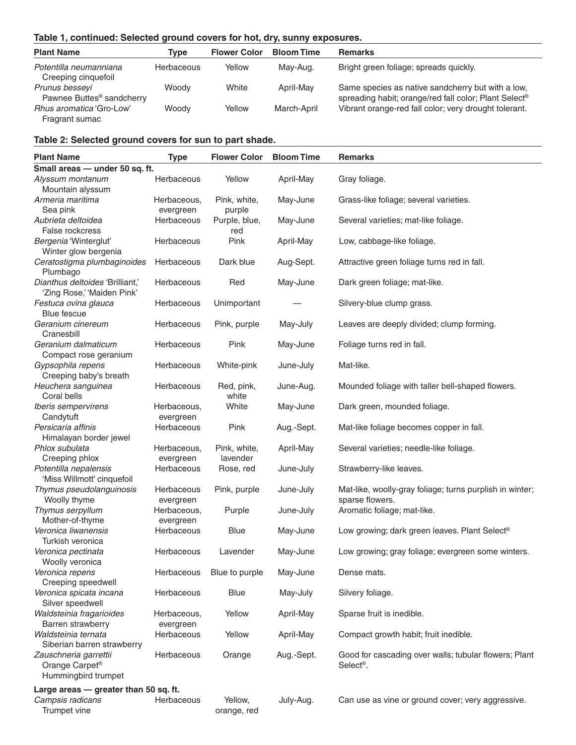**Table 1, continued: Selected ground covers for hot, dry, sunny exposures.**

| Plant Name | Type | Flower Color | Bloom Time | Remarks |
|---|---|---|---|---|
| *Potentilla neumanniana* Creeping cinquefoil | Herbaceous | Yellow | May-Aug. | Bright green foliage; spreads quickly. |
| *Prunus besseyi* Pawnee Buttes® sandcherry | Woody | White | April-May | Same species as native sandcherry but with a low, spreading habit; orange/red fall color; Plant Select® |
| *Rhus aromatica* 'Gro-Low' Fragrant sumac | Woody | Yellow | March-April | Vibrant orange-red fall color; very drought tolerant. |

**Table 2: Selected ground covers for sun to part shade.**

| Plant Name | Type | Flower Color | Bloom Time | Remarks |
|---|---|---|---|---|
| **Small areas — under 50 sq. ft.** | | | | |
| *Alyssum montanum* Mountain alyssum | Herbaceous | Yellow | April-May | Gray foliage. |
| *Armeria maritima* Sea pink | Herbaceous, evergreen | Pink, white, purple | May-June | Grass-like foliage; several varieties. |
| *Aubrieta deltoidea* False rockcress | Herbaceous | Purple, blue, red | May-June | Several varieties; mat-like foliage. |
| *Bergenia* 'Winterglut' Winter glow bergenia | Herbaceous | Pink | April-May | Low, cabbage-like foliage. |
| *Ceratostigma plumbaginoides* Plumbago | Herbaceous | Dark blue | Aug-Sept. | Attractive green foliage turns red in fall. |
| *Dianthus deltoides* 'Brilliant,' 'Zing Rose,' 'Maiden Pink' | Herbaceous | Red | May-June | Dark green foliage; mat-like. |
| *Festuca ovina glauca* Blue fescue | Herbaceous | Unimportant | — | Silvery-blue clump grass. |
| *Geranium cinereum* Cranesbill | Herbaceous | Pink, purple | May-July | Leaves are deeply divided; clump forming. |
| *Geranium dalmaticum* Compact rose geranium | Herbaceous | Pink | May-June | Foliage turns red in fall. |
| *Gypsophila repens* Creeping baby's breath | Herbaceous | White-pink | June-July | Mat-like. |
| *Heuchera sanguinea* Coral bells | Herbaceous | Red, pink, white | June-Aug. | Mounded foliage with taller bell-shaped flowers. |
| *Iberis sempervirens* Candytuft | Herbaceous, evergreen | White | May-June | Dark green, mounded foliage. |
| *Persicaria affinis* Himalayan border jewel | Herbaceous | Pink | Aug.-Sept. | Mat-like foliage becomes copper in fall. |
| *Phlox subulata* Creeping phlox | Herbaceous, evergreen | Pink, white, lavender | April-May | Several varieties; needle-like foliage. |
| *Potentilla nepalensis* 'Miss Willmott' cinquefoil | Herbaceous | Rose, red | June-July | Strawberry-like leaves. |
| *Thymus pseudolanguinosis* Woolly thyme | Herbaceous evergreen | Pink, purple | June-July | Mat-like, woolly-gray foliage; turns purplish in winter; sparse flowers. |
| *Thymus serpyllum* Mother-of-thyme | Herbaceous, evergreen | Purple | June-July | Aromatic foliage; mat-like. |
| *Veronica liwanensis* Turkish veronica | Herbaceous | Blue | May-June | Low growing; dark green leaves. Plant Select® |
| *Veronica pectinata* Woolly veronica | Herbaceous | Lavender | May-June | Low growing; gray foliage; evergreen some winters. |
| *Veronica repens* Creeping speedwell | Herbaceous | Blue to purple | May-June | Dense mats. |
| *Veronica spicata incana* Silver speedwell | Herbaceous | Blue | May-July | Silvery foliage. |
| *Waldsteinia fragarioides* Barren strawberry | Herbaceous, evergreen | Yellow | April-May | Sparse fruit is inedible. |
| *Waldsteinia ternata* Siberian barren strawberry | Herbaceous | Yellow | April-May | Compact growth habit; fruit inedible. |
| *Zauschneria garrettii* Orange Carpet® Hummingbird trumpet | Herbaceous | Orange | Aug.-Sept. | Good for cascading over walls; tubular flowers; Plant Select®. |
| **Large areas — greater than 50 sq. ft.** | | | | |
| *Campsis radicans* Trumpet vine | Herbaceous | Yellow, orange, red | July-Aug. | Can use as vine or ground cover; very aggressive. |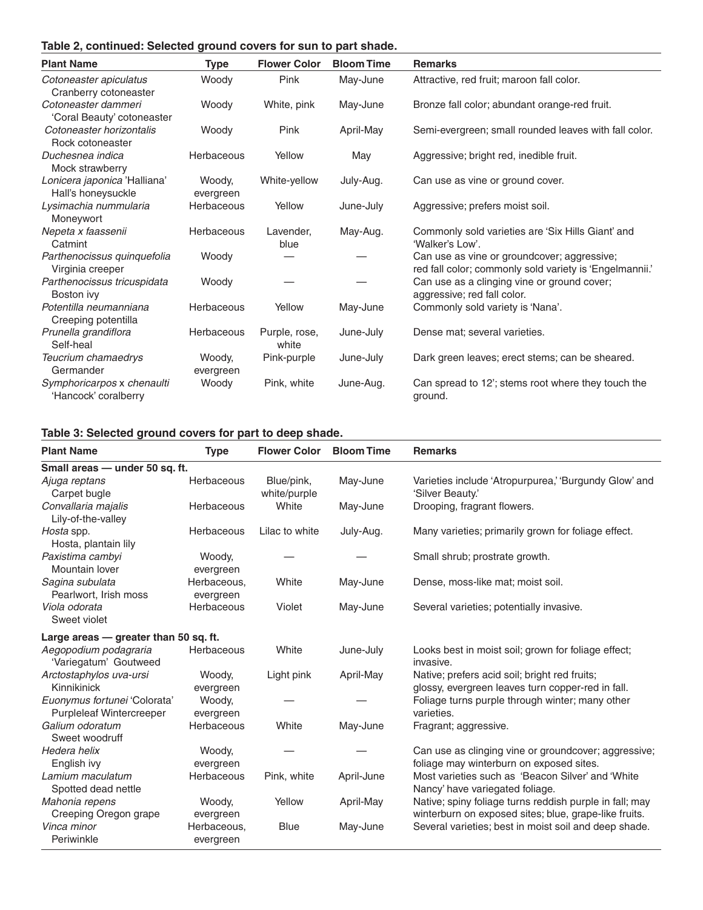**Table 2, continued: Selected ground covers for sun to part shade.**

| Plant Name | Type | Flower Color | Bloom Time | Remarks |
|---|---|---|---|---|
| *Cotoneaster apiculatus* Cranberry cotoneaster | Woody | Pink | May-June | Attractive, red fruit; maroon fall color. |
| *Cotoneaster dammeri* 'Coral Beauty' cotoneaster | Woody | White, pink | May-June | Bronze fall color; abundant orange-red fruit. |
| *Cotoneaster horizontalis* Rock cotoneaster | Woody | Pink | April-May | Semi-evergreen; small rounded leaves with fall color. |
| *Duchesnea indica* Mock strawberry | Herbaceous | Yellow | May | Aggressive; bright red, inedible fruit. |
| *Lonicera japonica* 'Halliana' Hall's honeysuckle | Woody, evergreen | White-yellow | July-Aug. | Can use as vine or ground cover. |
| *Lysimachia nummularia* Moneywort | Herbaceous | Yellow | June-July | Aggressive; prefers moist soil. |
| *Nepeta x faassenii* Catmint | Herbaceous | Lavender, blue | May-Aug. | Commonly sold varieties are 'Six Hills Giant' and 'Walker's Low'. |
| *Parthenocissus quinquefolia* Virginia creeper | Woody | — | — | Can use as vine or groundcover; aggressive; red fall color; commonly sold variety is 'Engelmannii.' |
| *Parthenocissus tricuspidata* Boston ivy | Woody | — | — | Can use as a clinging vine or ground cover; aggressive; red fall color. |
| *Potentilla neumanniana* Creeping potentilla | Herbaceous | Yellow | May-June | Commonly sold variety is 'Nana'. |
| *Prunella grandiflora* Self-heal | Herbaceous | Purple, rose, white | June-July | Dense mat; several varieties. |
| *Teucrium chamaedrys* Germander | Woody, evergreen | Pink-purple | June-July | Dark green leaves; erect stems; can be sheared. |
| *Symphoricarpos* x *chenaulti* 'Hancock' coralberry | Woody | Pink, white | June-Aug. | Can spread to 12'; stems root where they touch the ground. |

**Table 3: Selected ground covers for part to deep shade.**

| Plant Name | Type | Flower Color | Bloom Time | Remarks |
|---|---|---|---|---|
| **Small areas — under 50 sq. ft.** | | | | |
| *Ajuga reptans* Carpet bugle | Herbaceous | Blue/pink, white/purple | May-June | Varieties include 'Atropurpurea,' 'Burgundy Glow' and 'Silver Beauty.' |
| *Convallaria majalis* Lily-of-the-valley | Herbaceous | White | May-June | Drooping, fragrant flowers. |
| *Hosta* spp. Hosta, plantain lily | Herbaceous | Lilac to white | July-Aug. | Many varieties; primarily grown for foliage effect. |
| *Paxistima cambyi* Mountain lover | Woody, evergreen | — | — | Small shrub; prostrate growth. |
| *Sagina subulata* Pearlwort, Irish moss | Herbaceous, evergreen | White | May-June | Dense, moss-like mat; moist soil. |
| *Viola odorata* Sweet violet | Herbaceous | Violet | May-June | Several varieties; potentially invasive. |
| **Large areas — greater than 50 sq. ft.** | | | | |
| *Aegopodium podagraria* 'Variegatum' Goutweed | Herbaceous | White | June-July | Looks best in moist soil; grown for foliage effect; invasive. |
| *Arctostaphylos uva-ursi* Kinnikinick | Woody, evergreen | Light pink | April-May | Native; prefers acid soil; bright red fruits; glossy, evergreen leaves turn copper-red in fall. |
| *Euonymus fortunei* 'Colorata' Purpleleaf Wintercreeper | Woody, evergreen | — | — | Foliage turns purple through winter; many other varieties. |
| *Galium odoratum* Sweet woodruff | Herbaceous | White | May-June | Fragrant; aggressive. |
| *Hedera helix* English ivy | Woody, evergreen | — | — | Can use as clinging vine or groundcover; aggressive; foliage may winterburn on exposed sites. |
| *Lamium maculatum* Spotted dead nettle | Herbaceous | Pink, white | April-June | Most varieties such as 'Beacon Silver' and 'White Nancy' have variegated foliage. |
| *Mahonia repens* Creeping Oregon grape | Woody, evergreen | Yellow | April-May | Native; spiny foliage turns reddish purple in fall; may winterburn on exposed sites; blue, grape-like fruits. |
| *Vinca minor* Periwinkle | Herbaceous, evergreen | Blue | May-June | Several varieties; best in moist soil and deep shade. |